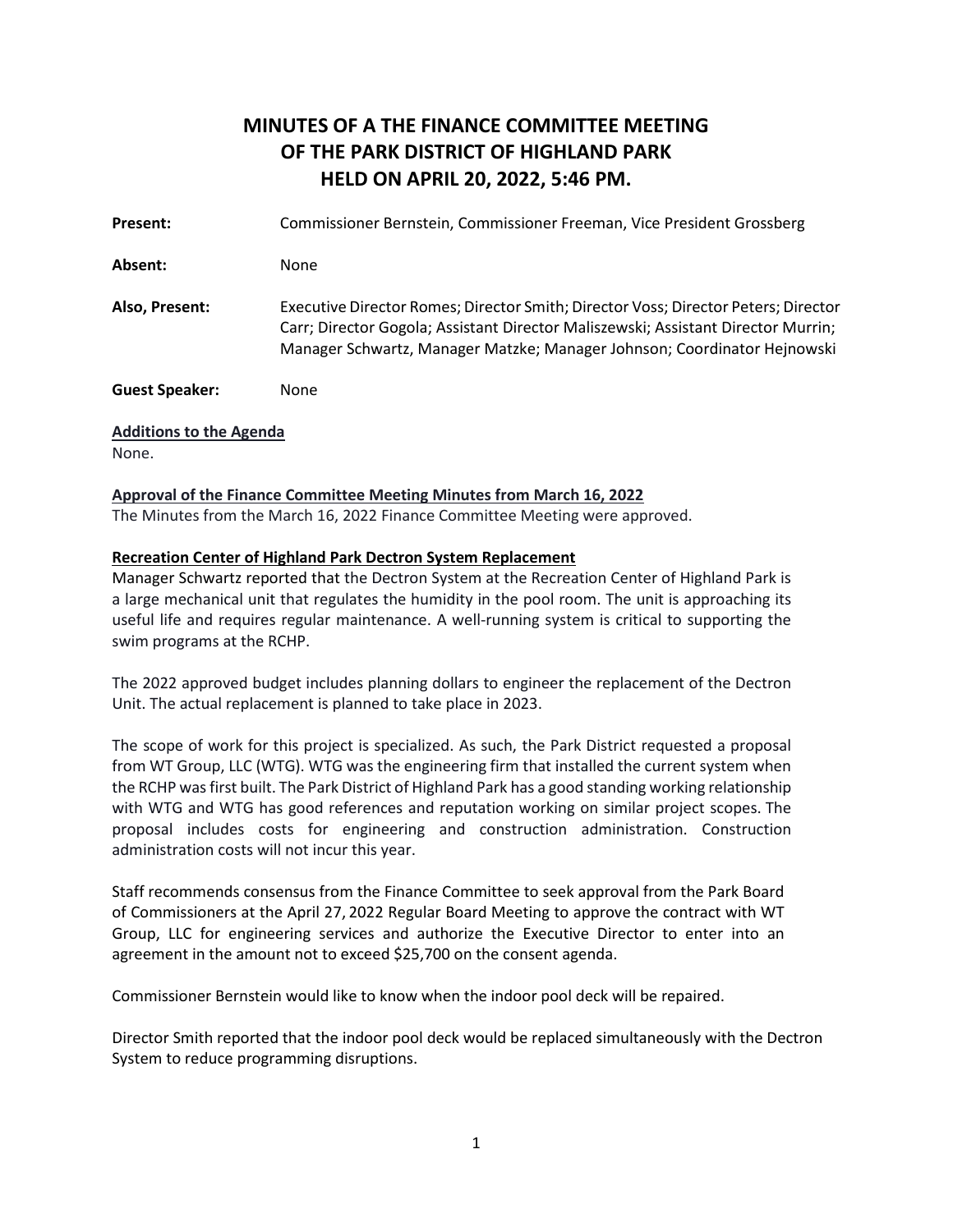# MINUTES OF A THE FINANCE COMMITTEE MEETING OF THE PARK DISTRICT OF HIGHLAND PARK HELD ON APRIL 20, 2022, 5:46 PM.

**Present:** Commissioner Bernstein, Commissioner Freeman, Vice President Grossberg

**Absent:** None

**Also, Present:** Executive Director Romes; Director Smith; Director Voss; Director Peters; Director Carr; Director Gogola; Assistant Director Maliszewski; Assistant Director Murrin; Manager Schwartz, Manager Matzke; Manager Johnson; Coordinator Hejnowski

**Guest Speaker:** None

**Additions to the Agenda**

None.

**Approval of the Finance Committee Meeting Minutes from March 16, 2022**

The Minutes from the March 16, 2022 Finance Committee Meeting were approved.

**Recreation Center of Highland Park Dectron System Replacement**

Manager Schwartz reported that the Dectron System at the Recreation Center of Highland Park is a large mechanical unit that regulates the humidity in the pool room. The unit is approaching its useful life and requires regular maintenance. A well-running system is critical to supporting the swim programs at the RCHP.

The 2022 approved budget includes planning dollars to engineer the replacement of the Dectron Unit. The actual replacement is planned to take place in 2023.

The scope of work for this project is specialized. As such, the Park District requested a proposal from WT Group, LLC (WTG). WTG was the engineering firm that installed the current system when the RCHP was first built. The Park District of Highland Park has a good standing working relationship with WTG and WTG has good references and reputation working on similar project scopes. The proposal includes costs for engineering and construction administration. Construction administration costs will not incur this year.

Staff recommends consensus from the Finance Committee to seek approval from the Park Board of Commissioners at the April 27, 2022 Regular Board Meeting to approve the contract with WT Group, LLC for engineering services and authorize the Executive Director to enter into an agreement in the amount not to exceed $25,700 on the consent agenda.

Commissioner Bernstein would like to know when the indoor pool deck will be repaired.

Director Smith reported that the indoor pool deck would be replaced simultaneously with the Dectron System to reduce programming disruptions.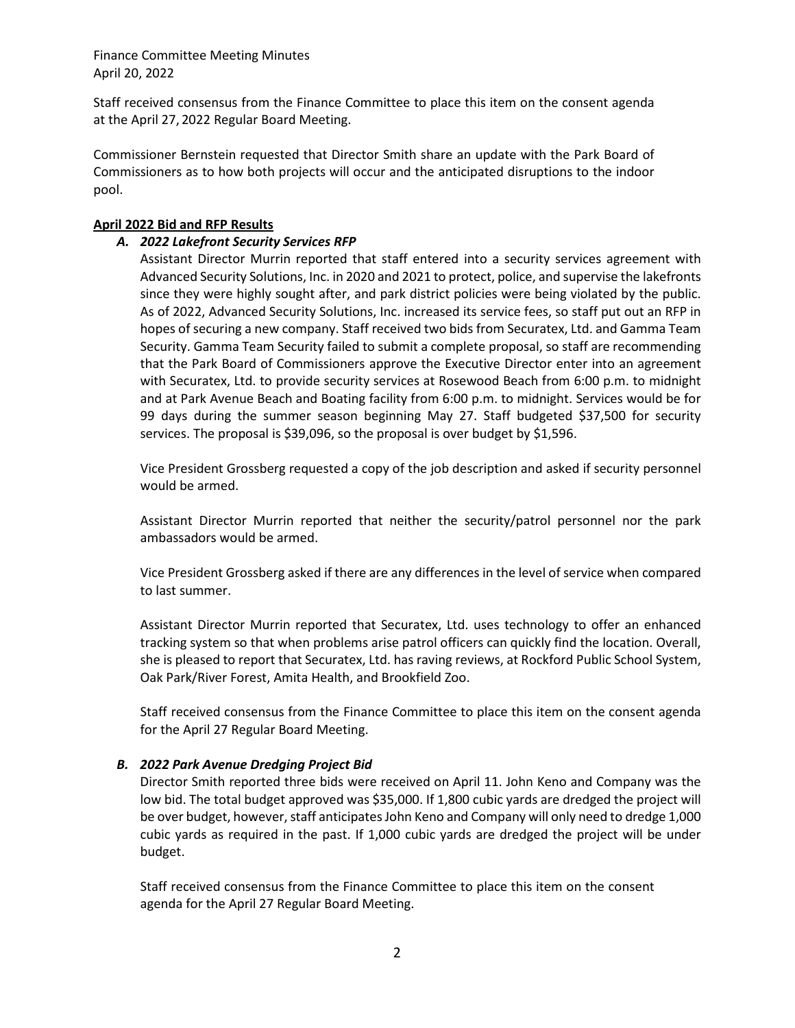Staff received consensus from the Finance Committee to place this item on the consent agenda at the April 27, 2022 Regular Board Meeting.

Commissioner Bernstein requested that Director Smith share an update with the Park Board of Commissioners as to how both projects will occur and the anticipated disruptions to the indoor pool.

**April 2022 Bid and RFP Results**

***A. 2022 Lakefront Security Services RFP***

Assistant Director Murrin reported that staff entered into a security services agreement with Advanced Security Solutions, Inc. in 2020 and 2021 to protect, police, and supervise the lakefronts since they were highly sought after, and park district policies were being violated by the public. As of 2022, Advanced Security Solutions, Inc. increased its service fees, so staff put out an RFP in hopes of securing a new company. Staff received two bids from Securatex, Ltd. and Gamma Team Security. Gamma Team Security failed to submit a complete proposal, so staff are recommending that the Park Board of Commissioners approve the Executive Director enter into an agreement with Securatex, Ltd. to provide security services at Rosewood Beach from 6:00 p.m. to midnight and at Park Avenue Beach and Boating facility from 6:00 p.m. to midnight. Services would be for 99 days during the summer season beginning May 27. Staff budgeted $37,500 for security services. The proposal is $39,096, so the proposal is over budget by $1,596.

Vice President Grossberg requested a copy of the job description and asked if security personnel would be armed.

Assistant Director Murrin reported that neither the security/patrol personnel nor the park ambassadors would be armed.

Vice President Grossberg asked if there are any differences in the level of service when compared to last summer.

Assistant Director Murrin reported that Securatex, Ltd. uses technology to offer an enhanced tracking system so that when problems arise patrol officers can quickly find the location. Overall, she is pleased to report that Securatex, Ltd. has raving reviews, at Rockford Public School System, Oak Park/River Forest, Amita Health, and Brookfield Zoo.

Staff received consensus from the Finance Committee to place this item on the consent agenda for the April 27 Regular Board Meeting.

***B. 2022 Park Avenue Dredging Project Bid***

Director Smith reported three bids were received on April 11. John Keno and Company was the low bid. The total budget approved was $35,000. If 1,800 cubic yards are dredged the project will be over budget, however, staff anticipates John Keno and Company will only need to dredge 1,000 cubic yards as required in the past. If 1,000 cubic yards are dredged the project will be under budget.

Staff received consensus from the Finance Committee to place this item on the consent agenda for the April 27 Regular Board Meeting.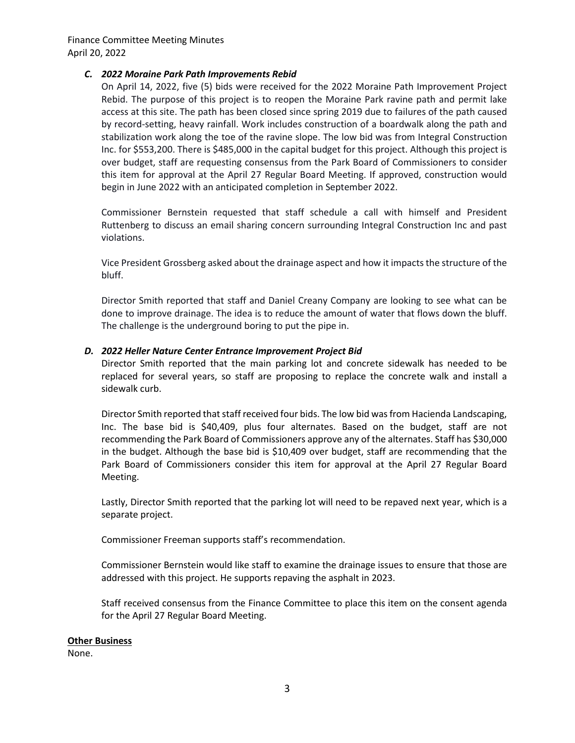### *C. 2022 Moraine Park Path Improvements Rebid*

On April 14, 2022, five (5) bids were received for the 2022 Moraine Path Improvement Project Rebid. The purpose of this project is to reopen the Moraine Park ravine path and permit lake access at this site. The path has been closed since spring 2019 due to failures of the path caused by record-setting, heavy rainfall. Work includes construction of a boardwalk along the path and stabilization work along the toe of the ravine slope. The low bid was from Integral Construction Inc. for $553,200. There is $485,000 in the capital budget for this project. Although this project is over budget, staff are requesting consensus from the Park Board of Commissioners to consider this item for approval at the April 27 Regular Board Meeting. If approved, construction would begin in June 2022 with an anticipated completion in September 2022.

Commissioner Bernstein requested that staff schedule a call with himself and President Ruttenberg to discuss an email sharing concern surrounding Integral Construction Inc and past violations.

Vice President Grossberg asked about the drainage aspect and how it impacts the structure of the bluff.

Director Smith reported that staff and Daniel Creany Company are looking to see what can be done to improve drainage. The idea is to reduce the amount of water that flows down the bluff. The challenge is the underground boring to put the pipe in.

### *D. 2022 Heller Nature Center Entrance Improvement Project Bid*

Director Smith reported that the main parking lot and concrete sidewalk has needed to be replaced for several years, so staff are proposing to replace the concrete walk and install a sidewalk curb.

Director Smith reported that staff received four bids. The low bid was from Hacienda Landscaping, Inc. The base bid is $40,409, plus four alternates. Based on the budget, staff are not recommending the Park Board of Commissioners approve any of the alternates. Staff has $30,000 in the budget. Although the base bid is $10,409 over budget, staff are recommending that the Park Board of Commissioners consider this item for approval at the April 27 Regular Board Meeting.

Lastly, Director Smith reported that the parking lot will need to be repaved next year, which is a separate project.

Commissioner Freeman supports staff's recommendation.

Commissioner Bernstein would like staff to examine the drainage issues to ensure that those are addressed with this project. He supports repaving the asphalt in 2023.

Staff received consensus from the Finance Committee to place this item on the consent agenda for the April 27 Regular Board Meeting.

**Other Business**

None.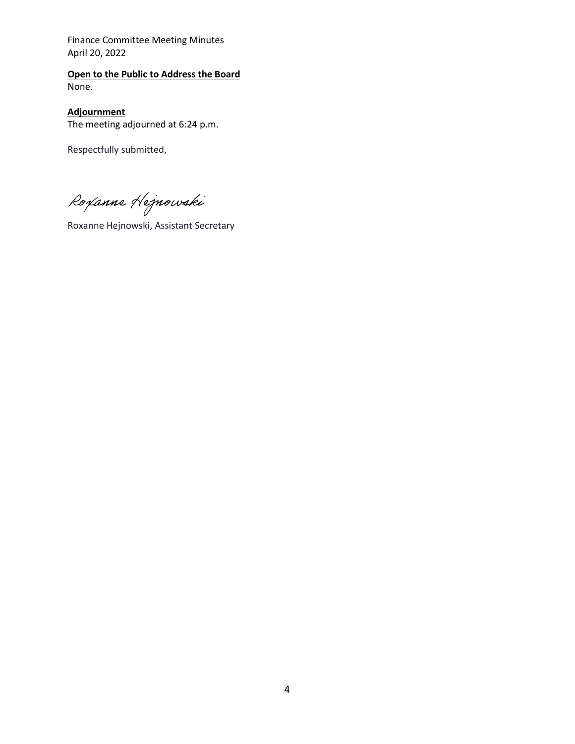Finance Committee Meeting Minutes
April 20, 2022

**Open to the Public to Address the Board**
None.

**Adjournment**
The meeting adjourned at 6:24 p.m.

Respectfully submitted,

Roxanne Hejnowski

Roxanne Hejnowski, Assistant Secretary